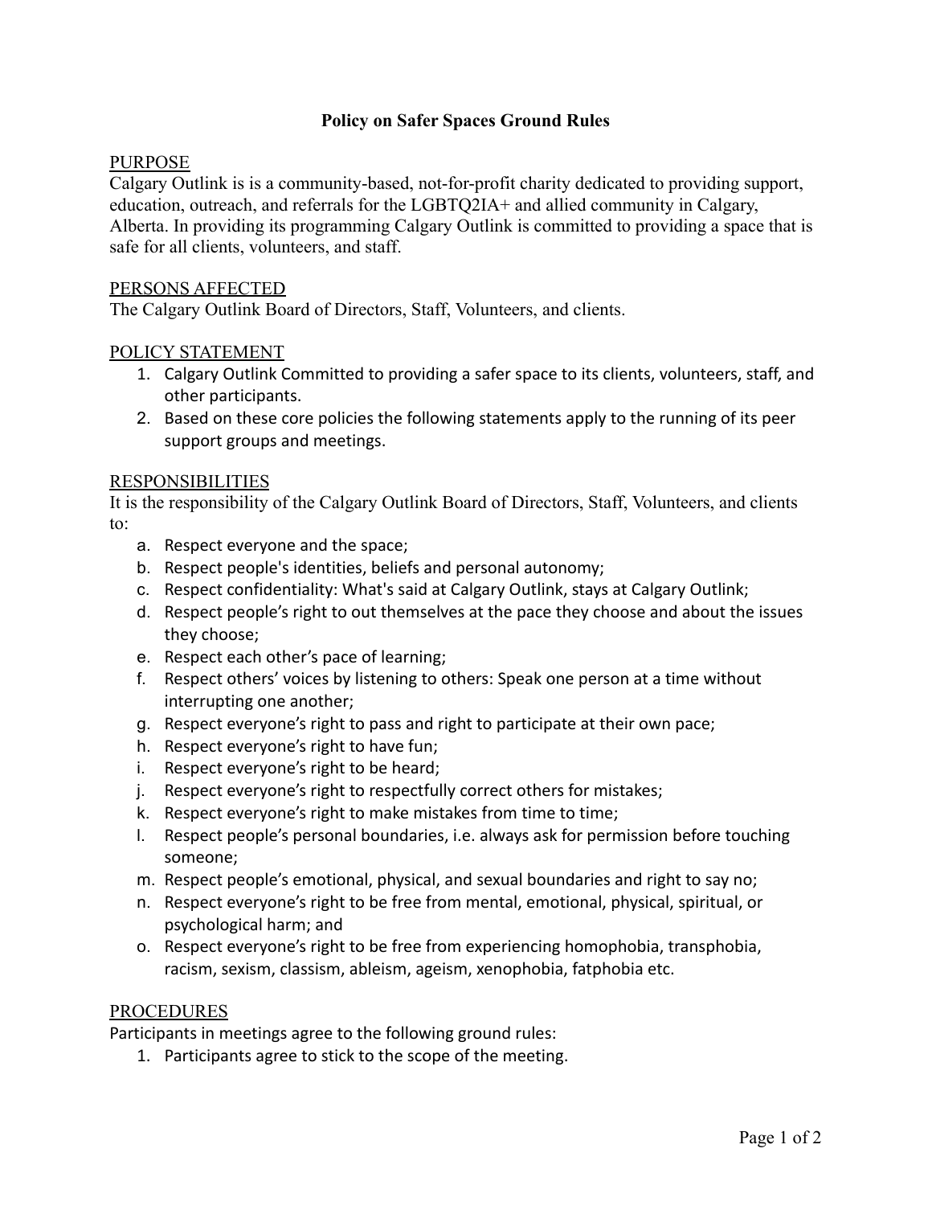# Policy on Safer Spaces Ground Rules

## PURPOSE

Calgary Outlink is is a community-based, not-for-profit charity dedicated to providing support, education, outreach, and referrals for the LGBTQ2IA+ and allied community in Calgary, Alberta. In providing its programming Calgary Outlink is committed to providing a space that is safe for all clients, volunteers, and staff.

## PERSONS AFFECTED

The Calgary Outlink Board of Directors, Staff, Volunteers, and clients.

## POLICY STATEMENT

1. Calgary Outlink Committed to providing a safer space to its clients, volunteers, staff, and other participants.
2. Based on these core policies the following statements apply to the running of its peer support groups and meetings.

## RESPONSIBILITIES

It is the responsibility of the Calgary Outlink Board of Directors, Staff, Volunteers, and clients to:

a. Respect everyone and the space;
b. Respect people's identities, beliefs and personal autonomy;
c. Respect confidentiality: What's said at Calgary Outlink, stays at Calgary Outlink;
d. Respect people's right to out themselves at the pace they choose and about the issues they choose;
e. Respect each other's pace of learning;
f. Respect others' voices by listening to others: Speak one person at a time without interrupting one another;
g. Respect everyone's right to pass and right to participate at their own pace;
h. Respect everyone's right to have fun;
i. Respect everyone's right to be heard;
j. Respect everyone's right to respectfully correct others for mistakes;
k. Respect everyone's right to make mistakes from time to time;
l. Respect people's personal boundaries, i.e. always ask for permission before touching someone;
m. Respect people's emotional, physical, and sexual boundaries and right to say no;
n. Respect everyone's right to be free from mental, emotional, physical, spiritual, or psychological harm; and
o. Respect everyone's right to be free from experiencing homophobia, transphobia, racism, sexism, classism, ableism, ageism, xenophobia, fatphobia etc.

## PROCEDURES

Participants in meetings agree to the following ground rules:

1. Participants agree to stick to the scope of the meeting.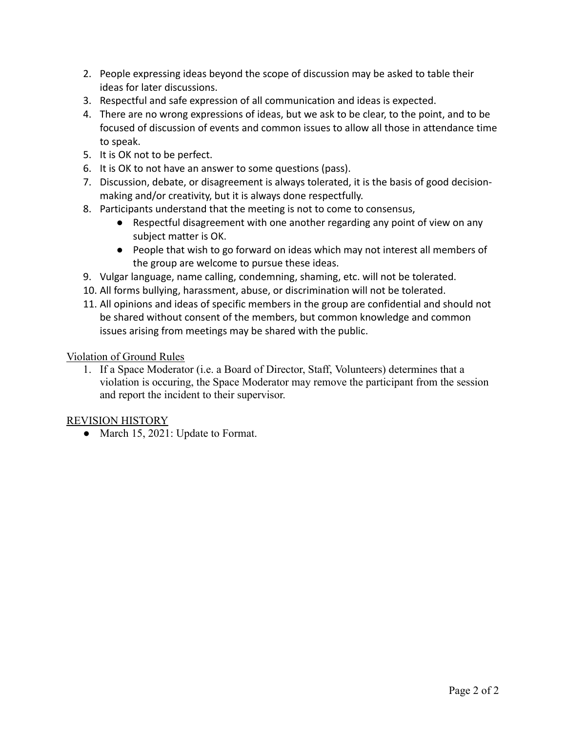2. People expressing ideas beyond the scope of discussion may be asked to table their ideas for later discussions.
3. Respectful and safe expression of all communication and ideas is expected.
4. There are no wrong expressions of ideas, but we ask to be clear, to the point, and to be focused of discussion of events and common issues to allow all those in attendance time to speak.
5. It is OK not to be perfect.
6. It is OK to not have an answer to some questions (pass).
7. Discussion, debate, or disagreement is always tolerated, it is the basis of good decision-making and/or creativity, but it is always done respectfully.
8. Participants understand that the meeting is not to come to consensus,
    - Respectful disagreement with one another regarding any point of view on any subject matter is OK.
    - People that wish to go forward on ideas which may not interest all members of the group are welcome to pursue these ideas.
9. Vulgar language, name calling, condemning, shaming, etc. will not be tolerated.
10. All forms bullying, harassment, abuse, or discrimination will not be tolerated.
11. All opinions and ideas of specific members in the group are confidential and should not be shared without consent of the members, but common knowledge and common issues arising from meetings may be shared with the public.

## Violation of Ground Rules

1. If a Space Moderator (i.e. a Board of Director, Staff, Volunteers) determines that a violation is occuring, the Space Moderator may remove the participant from the session and report the incident to their supervisor.

## REVISION HISTORY

- March 15, 2021: Update to Format.